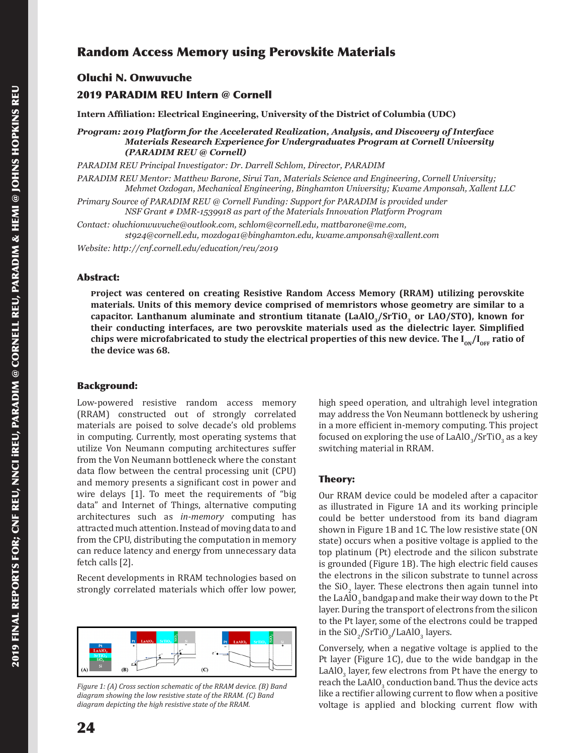# Random Access Memory using Perovskite Materials

## Oluchi N. Onwuvuche

## 2019 PARADIM REU Intern @ Cornell

**Intern Affiliation: Electrical Engineering, University of the District of Columbia (UDC)**

***Program: 2019 Platform for the Accelerated Realization, Analysis, and Discovery of Interface Materials Research Experience for Undergraduates Program at Cornell University (PARADIM REU @ Cornell)***

*PARADIM REU Principal Investigator: Dr. Darrell Schlom, Director, PARADIM*

*PARADIM REU Mentor: Matthew Barone, Sirui Tan, Materials Science and Engineering, Cornell University; Mehmet Ozdogan, Mechanical Engineering, Binghamton University; Kwame Amponsah, Xallent LLC*

*Primary Source of PARADIM REU @ Cornell Funding: Support for PARADIM is provided under NSF Grant # DMR-1539918 as part of the Materials Innovation Platform Program*

*Contact: oluchionwuvuche@outlook.com, schlom@cornell.edu, mattbarone@me.com, st924@cornell.edu, mozdoga1@binghamton.edu, kwame.amponsah@xallent.com*

*Website: http://cnf.cornell.edu/education/reu/2019*

### Abstract:

**Project was centered on creating Resistive Random Access Memory (RRAM) utilizing perovskite materials. Units of this memory device comprised of memristors whose geometry are similar to a capacitor. Lanthanum aluminate and strontium titanate ($LaAlO_3$/$SrTiO_3$ or LAO/STO), known for their conducting interfaces, are two perovskite materials used as the dielectric layer. Simplified chips were microfabricated to study the electrical properties of this new device. The $I_{ON}/I_{OFF}$ ratio of the device was 68.**

### Background:

Low-powered resistive random access memory (RRAM) constructed out of strongly correlated materials are poised to solve decade's old problems in computing. Currently, most operating systems that utilize Von Neumann computing architectures suffer from the Von Neumann bottleneck where the constant data flow between the central processing unit (CPU) and memory presents a significant cost in power and wire delays [1]. To meet the requirements of "big data" and Internet of Things, alternative computing architectures such as *in-memory* computing has attracted much attention. Instead of moving data to and from the CPU, distributing the computation in memory can reduce latency and energy from unnecessary data fetch calls [2].

Recent developments in RRAM technologies based on strongly correlated materials which offer low power, high speed operation, and ultrahigh level integration may address the Von Neumann bottleneck by ushering in a more efficient in-memory computing. This project focused on exploring the use of $LaAlO_3$/$SrTiO_3$ as a key switching material in RRAM.

*Figure 1: (A) Cross section schematic of the RRAM device. (B) Band diagram showing the low resistive state of the RRAM. (C) Band diagram depicting the high resistive state of the RRAM.*

### Theory:

Our RRAM device could be modeled after a capacitor as illustrated in Figure 1A and its working principle could be better understood from its band diagram shown in Figure 1B and 1C. The low resistive state (ON state) occurs when a positive voltage is applied to the top platinum (Pt) electrode and the silicon substrate is grounded (Figure 1B). The high electric field causes the electrons in the silicon substrate to tunnel across the $SiO_2$ layer. These electrons then again tunnel into the $LaAlO_3$ bandgap and make their way down to the Pt layer. During the transport of electrons from the silicon to the Pt layer, some of the electrons could be trapped in the $SiO_2$/$SrTiO_3$/$LaAlO_3$ layers.

Conversely, when a negative voltage is applied to the Pt layer (Figure 1C), due to the wide bandgap in the $LaAlO_3$ layer, few electrons from Pt have the energy to reach the $LaAlO_3$ conduction band. Thus the device acts like a rectifier allowing current to flow when a positive voltage is applied and blocking current flow with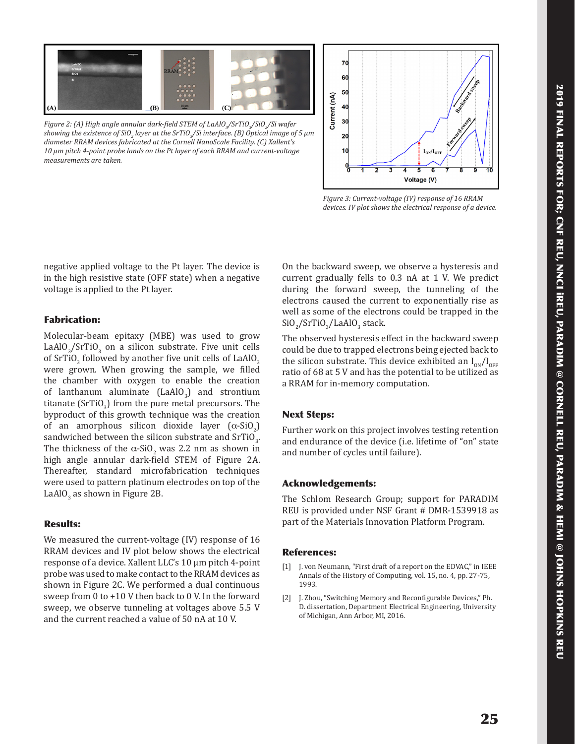(A) LaAlO3 SrTiO3 SiO2 Si

(B) RRAM 10 µm

(C)

*Figure 2: (A) High angle annular dark-field STEM of $LaAlO_3$/$SrTiO_3$/$SiO_2$/Si wafer showing the existence of $SiO_2$ layer at the $SrTiO_3$/Si interface. (B) Optical image of 5 µm diameter RRAM devices fabricated at the Cornell NanoScale Facility. (C) Xallent's 10 µm pitch 4-point probe lands on the Pt layer of each RRAM and current-voltage measurements are taken.*

Current (nA)
0
10
20
30
40
50
60
70
Voltage (V)
0 1 2 3 4 5 6 7 8 9 10
Backward sweep
Forward sweep
$I_{ON}/I_{OFF}$

*Figure 3: Current-voltage (IV) response of 16 RRAM devices. IV plot shows the electrical response of a device.*

negative applied voltage to the Pt layer. The device is in the high resistive state (OFF state) when a negative voltage is applied to the Pt layer.

## Fabrication:

Molecular-beam epitaxy (MBE) was used to grow $LaAlO_3$/$SrTiO_3$ on a silicon substrate. Five unit cells of $SrTiO_3$ followed by another five unit cells of $LaAlO_3$ were grown. When growing the sample, we filled the chamber with oxygen to enable the creation of lanthanum aluminate ($LaAlO_3$) and strontium titanate ($SrTiO_3$) from the pure metal precursors. The byproduct of this growth technique was the creation of an amorphous silicon dioxide layer ($\alpha$-$SiO_2$) sandwiched between the silicon substrate and $SrTiO_3$. The thickness of the $\alpha$-$SiO_2$ was 2.2 nm as shown in high angle annular dark-field STEM of Figure 2A. Thereafter, standard microfabrication techniques were used to pattern platinum electrodes on top of the $LaAlO_3$ as shown in Figure 2B.

## Results:

We measured the current-voltage (IV) response of 16 RRAM devices and IV plot below shows the electrical response of a device. Xallent LLC's 10 µm pitch 4-point probe was used to make contact to the RRAM devices as shown in Figure 2C. We performed a dual continuous sweep from 0 to +10 V then back to 0 V. In the forward sweep, we observe tunneling at voltages above 5.5 V and the current reached a value of 50 nA at 10 V.

On the backward sweep, we observe a hysteresis and current gradually fells to 0.3 nA at 1 V. We predict during the forward sweep, the tunneling of the electrons caused the current to exponentially rise as well as some of the electrons could be trapped in the $SiO_2$/$SrTiO_3$/$LaAlO_3$ stack.

The observed hysteresis effect in the backward sweep could be due to trapped electrons being ejected back to the silicon substrate. This device exhibited an $I_{ON}/I_{OFF}$ ratio of 68 at 5 V and has the potential to be utilized as a RRAM for in-memory computation.

## Next Steps:

Further work on this project involves testing retention and endurance of the device (i.e. lifetime of "on" state and number of cycles until failure).

## Acknowledgements:

The Schlom Research Group; support for PARADIM REU is provided under NSF Grant # DMR-1539918 as part of the Materials Innovation Platform Program.

## References:

[1] J. von Neumann, "First draft of a report on the EDVAC," in IEEE Annals of the History of Computing, vol. 15, no. 4, pp. 27-75, 1993.

[2] J. Zhou, "Switching Memory and Reconfigurable Devices," Ph. D. dissertation, Department Electrical Engineering, University of Michigan, Ann Arbor, MI, 2016.